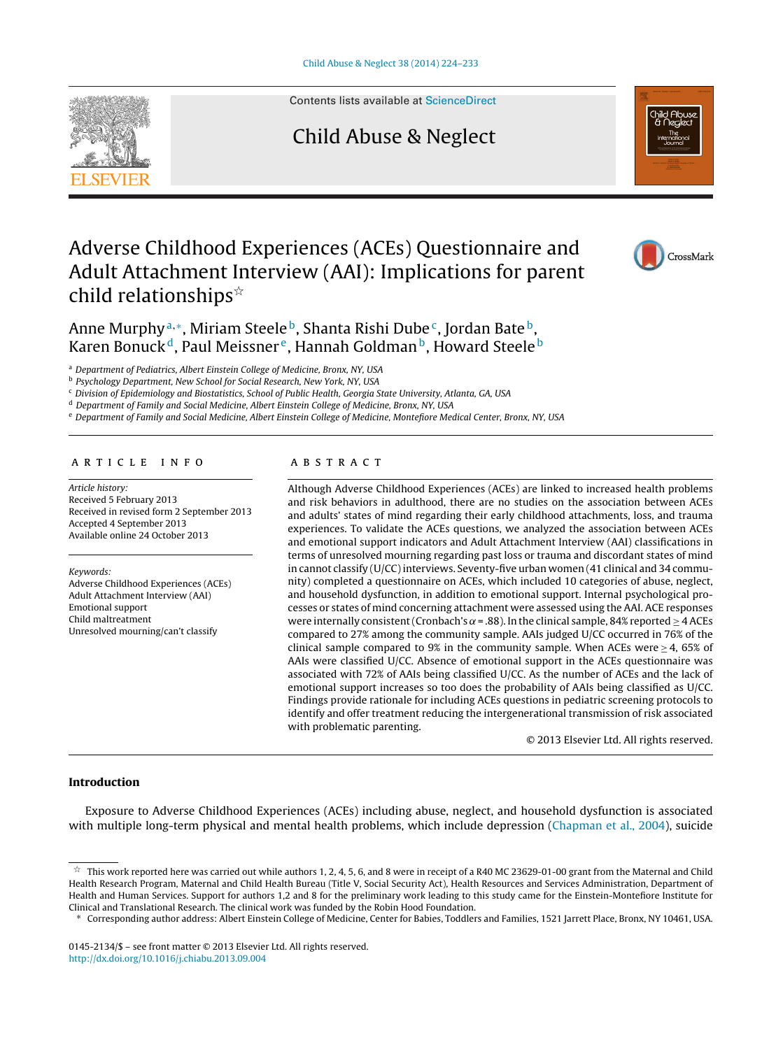# Adverse Childhood Experiences (ACEs) Questionnaire and Adult Attachment Interview (AAI): Implications for parent child relationships☆

Anne Murphy[a,*], Miriam Steele[b], Shanta Rishi Dube[c], Jordan Bate[b], Karen Bonuck[d], Paul Meissner[e], Hannah Goldman[b], Howard Steele[b]

[a] Department of Pediatrics, Albert Einstein College of Medicine, Bronx, NY, USA
[b] Psychology Department, New School for Social Research, New York, NY, USA
[c] Division of Epidemiology and Biostatistics, School of Public Health, Georgia State University, Atlanta, GA, USA
[d] Department of Family and Social Medicine, Albert Einstein College of Medicine, Bronx, NY, USA
[e] Department of Family and Social Medicine, Albert Einstein College of Medicine, Montefiore Medical Center, Bronx, NY, USA

## ARTICLE INFO

*Article history:*
Received 5 February 2013
Received in revised form 2 September 2013
Accepted 4 September 2013
Available online 24 October 2013

*Keywords:*
Adverse Childhood Experiences (ACEs)
Adult Attachment Interview (AAI)
Emotional support
Child maltreatment
Unresolved mourning/can't classify

## ABSTRACT

Although Adverse Childhood Experiences (ACEs) are linked to increased health problems and risk behaviors in adulthood, there are no studies on the association between ACEs and adults' states of mind regarding their early childhood attachments, loss, and trauma experiences. To validate the ACEs questions, we analyzed the association between ACEs and emotional support indicators and Adult Attachment Interview (AAI) classifications in terms of unresolved mourning regarding past loss or trauma and discordant states of mind in cannot classify (U/CC) interviews. Seventy-five urban women (41 clinical and 34 community) completed a questionnaire on ACEs, which included 10 categories of abuse, neglect, and household dysfunction, in addition to emotional support. Internal psychological processes or states of mind concerning attachment were assessed using the AAI. ACE responses were internally consistent (Cronbach's $\alpha = .88$). In the clinical sample, 84% reported $\geq 4$ ACEs compared to 27% among the community sample. AAIs judged U/CC occurred in 76% of the clinical sample compared to 9% in the community sample. When ACEs were $\geq 4$, 65% of AAIs were classified U/CC. Absence of emotional support in the ACEs questionnaire was associated with 72% of AAIs being classified U/CC. As the number of ACEs and the lack of emotional support increases so too does the probability of AAIs being classified as U/CC. Findings provide rationale for including ACEs questions in pediatric screening protocols to identify and offer treatment reducing the intergenerational transmission of risk associated with problematic parenting.

© 2013 Elsevier Ltd. All rights reserved.

## Introduction

Exposure to Adverse Childhood Experiences (ACEs) including abuse, neglect, and household dysfunction is associated with multiple long-term physical and mental health problems, which include depression (Chapman et al., 2004), suicide

☆ This work reported here was carried out while authors 1, 2, 4, 5, 6, and 8 were in receipt of a R40 MC 23629-01-00 grant from the Maternal and Child Health Research Program, Maternal and Child Health Bureau (Title V, Social Security Act), Health Resources and Services Administration, Department of Health and Human Services. Support for authors 1,2 and 8 for the preliminary work leading to this study came for the Einstein-Montefiore Institute for Clinical and Translational Research. The clinical work was funded by the Robin Hood Foundation.

\* Corresponding author address: Albert Einstein College of Medicine, Center for Babies, Toddlers and Families, 1521 Jarrett Place, Bronx, NY 10461, USA.

0145-2134/$ – see front matter © 2013 Elsevier Ltd. All rights reserved.
http://dx.doi.org/10.1016/j.chiabu.2013.09.004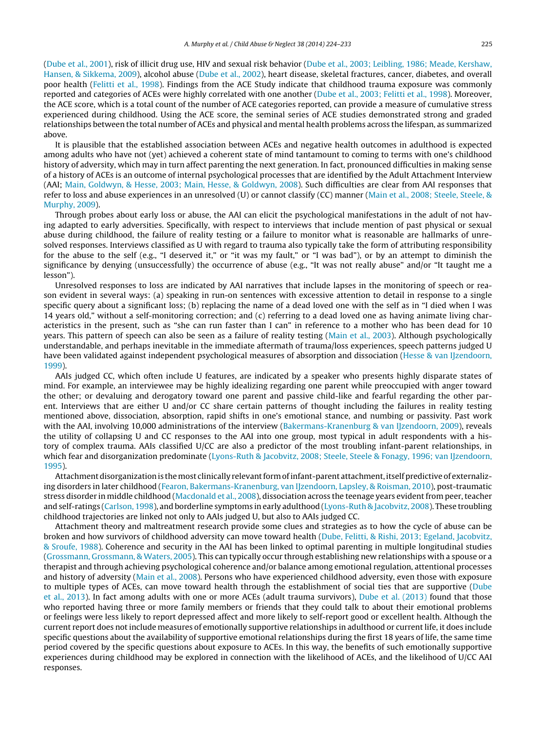(Dube et al., 2001), risk of illicit drug use, HIV and sexual risk behavior (Dube et al., 2003; Leibling, 1986; Meade, Kershaw, Hansen, & Sikkema, 2009), alcohol abuse (Dube et al., 2002), heart disease, skeletal fractures, cancer, diabetes, and overall poor health (Felitti et al., 1998). Findings from the ACE Study indicate that childhood trauma exposure was commonly reported and categories of ACEs were highly correlated with one another (Dube et al., 2003; Felitti et al., 1998). Moreover, the ACE score, which is a total count of the number of ACE categories reported, can provide a measure of cumulative stress experienced during childhood. Using the ACE score, the seminal series of ACE studies demonstrated strong and graded relationships between the total number of ACEs and physical and mental health problems across the lifespan, as summarized above.

It is plausible that the established association between ACEs and negative health outcomes in adulthood is expected among adults who have not (yet) achieved a coherent state of mind tantamount to coming to terms with one's childhood history of adversity, which may in turn affect parenting the next generation. In fact, pronounced difficulties in making sense of a history of ACEs is an outcome of internal psychological processes that are identified by the Adult Attachment Interview (AAI; Main, Goldwyn, & Hesse, 2003; Main, Hesse, & Goldwyn, 2008). Such difficulties are clear from AAI responses that refer to loss and abuse experiences in an unresolved (U) or cannot classify (CC) manner (Main et al., 2008; Steele, Steele, & Murphy, 2009).

Through probes about early loss or abuse, the AAI can elicit the psychological manifestations in the adult of not having adapted to early adversities. Specifically, with respect to interviews that include mention of past physical or sexual abuse during childhood, the failure of reality testing or a failure to monitor what is reasonable are hallmarks of unresolved responses. Interviews classified as U with regard to trauma also typically take the form of attributing responsibility for the abuse to the self (e.g., "I deserved it," or "it was my fault," or "I was bad"), or by an attempt to diminish the significance by denying (unsuccessfully) the occurrence of abuse (e.g., "It was not really abuse" and/or "It taught me a lesson").

Unresolved responses to loss are indicated by AAI narratives that include lapses in the monitoring of speech or reason evident in several ways: (a) speaking in run-on sentences with excessive attention to detail in response to a single specific query about a significant loss; (b) replacing the name of a dead loved one with the self as in "I died when I was 14 years old," without a self-monitoring correction; and (c) referring to a dead loved one as having animate living characteristics in the present, such as "she can run faster than I can" in reference to a mother who has been dead for 10 years. This pattern of speech can also be seen as a failure of reality testing (Main et al., 2003). Although psychologically understandable, and perhaps inevitable in the immediate aftermath of trauma/loss experiences, speech patterns judged U have been validated against independent psychological measures of absorption and dissociation (Hesse & van IJzendoorn, 1999).

AAIs judged CC, which often include U features, are indicated by a speaker who presents highly disparate states of mind. For example, an interviewee may be highly idealizing regarding one parent while preoccupied with anger toward the other; or devaluing and derogatory toward one parent and passive child-like and fearful regarding the other parent. Interviews that are either U and/or CC share certain patterns of thought including the failures in reality testing mentioned above, dissociation, absorption, rapid shifts in one's emotional stance, and numbing or passivity. Past work with the AAI, involving 10,000 administrations of the interview (Bakermans-Kranenburg & van IJzendoorn, 2009), reveals the utility of collapsing U and CC responses to the AAI into one group, most typical in adult respondents with a history of complex trauma. AAIs classified U/CC are also a predictor of the most troubling infant-parent relationships, in which fear and disorganization predominate (Lyons-Ruth & Jacobvitz, 2008; Steele, Steele & Fonagy, 1996; van IJzendoorn, 1995).

Attachment disorganization is the most clinically relevant form of infant-parent attachment, itself predictive of externalizing disorders in later childhood (Fearon, Bakermans-Kranenburg, van IJzendoorn, Lapsley, & Roisman, 2010), post-traumatic stress disorder in middle childhood (Macdonald et al., 2008), dissociation across the teenage years evident from peer, teacher and self-ratings (Carlson, 1998), and borderline symptoms in early adulthood (Lyons-Ruth & Jacobvitz, 2008). These troubling childhood trajectories are linked not only to AAIs judged U, but also to AAIs judged CC.

Attachment theory and maltreatment research provide some clues and strategies as to how the cycle of abuse can be broken and how survivors of childhood adversity can move toward health (Dube, Felitti, & Rishi, 2013; Egeland, Jacobvitz, & Sroufe, 1988). Coherence and security in the AAI has been linked to optimal parenting in multiple longitudinal studies (Grossmann, Grossmann, & Waters, 2005). This can typically occur through establishing new relationships with a spouse or a therapist and through achieving psychological coherence and/or balance among emotional regulation, attentional processes and history of adversity (Main et al., 2008). Persons who have experienced childhood adversity, even those with exposure to multiple types of ACEs, can move toward health through the establishment of social ties that are supportive (Dube et al., 2013). In fact among adults with one or more ACEs (adult trauma survivors), Dube et al. (2013) found that those who reported having three or more family members or friends that they could talk to about their emotional problems or feelings were less likely to report depressed affect and more likely to self-report good or excellent health. Although the current report does not include measures of emotionally supportive relationships in adulthood or current life, it does include specific questions about the availability of supportive emotional relationships during the first 18 years of life, the same time period covered by the specific questions about exposure to ACEs. In this way, the benefits of such emotionally supportive experiences during childhood may be explored in connection with the likelihood of ACEs, and the likelihood of U/CC AAI responses.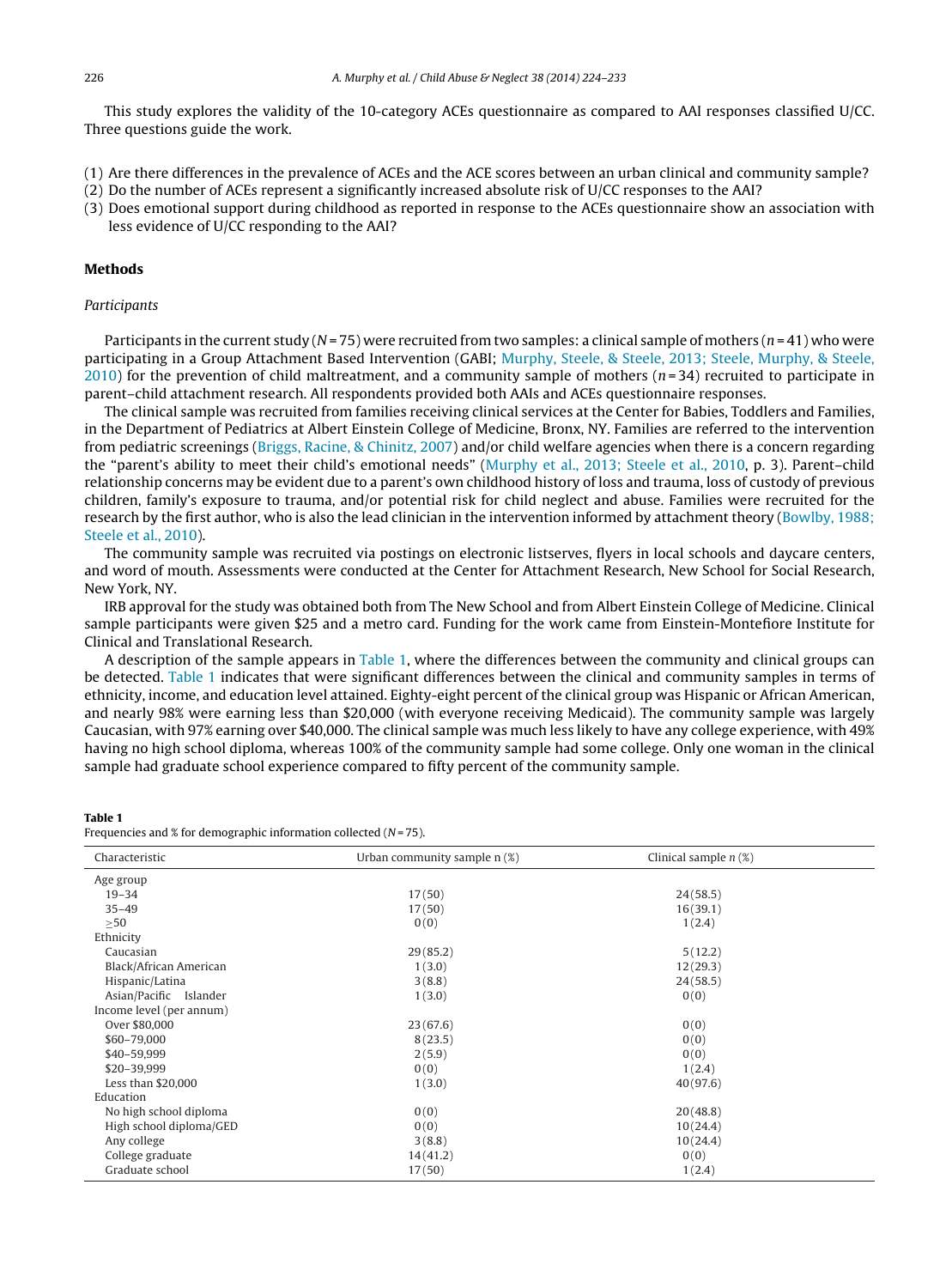This study explores the validity of the 10-category ACEs questionnaire as compared to AAI responses classified U/CC. Three questions guide the work.

(1) Are there differences in the prevalence of ACEs and the ACE scores between an urban clinical and community sample?
(2) Do the number of ACEs represent a significantly increased absolute risk of U/CC responses to the AAI?
(3) Does emotional support during childhood as reported in response to the ACEs questionnaire show an association with less evidence of U/CC responding to the AAI?

## Methods

### *Participants*

Participants in the current study ($N = 75$) were recruited from two samples: a clinical sample of mothers ($n = 41$) who were participating in a Group Attachment Based Intervention (GABI; Murphy, Steele, & Steele, 2013; Steele, Murphy, & Steele, 2010) for the prevention of child maltreatment, and a community sample of mothers ($n = 34$) recruited to participate in parent–child attachment research. All respondents provided both AAIs and ACEs questionnaire responses.

The clinical sample was recruited from families receiving clinical services at the Center for Babies, Toddlers and Families, in the Department of Pediatrics at Albert Einstein College of Medicine, Bronx, NY. Families are referred to the intervention from pediatric screenings (Briggs, Racine, & Chinitz, 2007) and/or child welfare agencies when there is a concern regarding the "parent's ability to meet their child's emotional needs" (Murphy et al., 2013; Steele et al., 2010, p. 3). Parent–child relationship concerns may be evident due to a parent's own childhood history of loss and trauma, loss of custody of previous children, family's exposure to trauma, and/or potential risk for child neglect and abuse. Families were recruited for the research by the first author, who is also the lead clinician in the intervention informed by attachment theory (Bowlby, 1988; Steele et al., 2010).

The community sample was recruited via postings on electronic listserves, flyers in local schools and daycare centers, and word of mouth. Assessments were conducted at the Center for Attachment Research, New School for Social Research, New York, NY.

IRB approval for the study was obtained both from The New School and from Albert Einstein College of Medicine. Clinical sample participants were given $25 and a metro card. Funding for the work came from Einstein-Montefiore Institute for Clinical and Translational Research.

A description of the sample appears in Table 1, where the differences between the community and clinical groups can be detected. Table 1 indicates that were significant differences between the clinical and community samples in terms of ethnicity, income, and education level attained. Eighty-eight percent of the clinical group was Hispanic or African American, and nearly 98% were earning less than $20,000 (with everyone receiving Medicaid). The community sample was largely Caucasian, with 97% earning over $40,000. The clinical sample was much less likely to have any college experience, with 49% having no high school diploma, whereas 100% of the community sample had some college. Only one woman in the clinical sample had graduate school experience compared to fifty percent of the community sample.

**Table 1**
Frequencies and % for demographic information collected ($N = 75$).

| Characteristic | Urban community sample n (%) | Clinical sample *n* (%) |
|---|---|---|
| Age group | | |
| 19–34 | 17 (50) | 24 (58.5) |
| 35–49 | 17 (50) | 16 (39.1) |
| ≥50 | 0 (0) | 1 (2.4) |
| Ethnicity | | |
| Caucasian | 29 (85.2) | 5 (12.2) |
| Black/African American | 1 (3.0) | 12 (29.3) |
| Hispanic/Latina | 3 (8.8) | 24 (58.5) |
| Asian/Pacific Islander | 1 (3.0) | 0 (0) |
| Income level (per annum) | | |
| Over $80,000 | 23 (67.6) | 0 (0) |
| $60–79,000 | 8 (23.5) | 0 (0) |
| $40–59,999 | 2 (5.9) | 0 (0) |
| $20–39,999 | 0 (0) | 1 (2.4) |
| Less than $20,000 | 1 (3.0) | 40 (97.6) |
| Education | | |
| No high school diploma | 0 (0) | 20 (48.8) |
| High school diploma/GED | 0 (0) | 10 (24.4) |
| Any college | 3 (8.8) | 10 (24.4) |
| College graduate | 14 (41.2) | 0 (0) |
| Graduate school | 17 (50) | 1 (2.4) |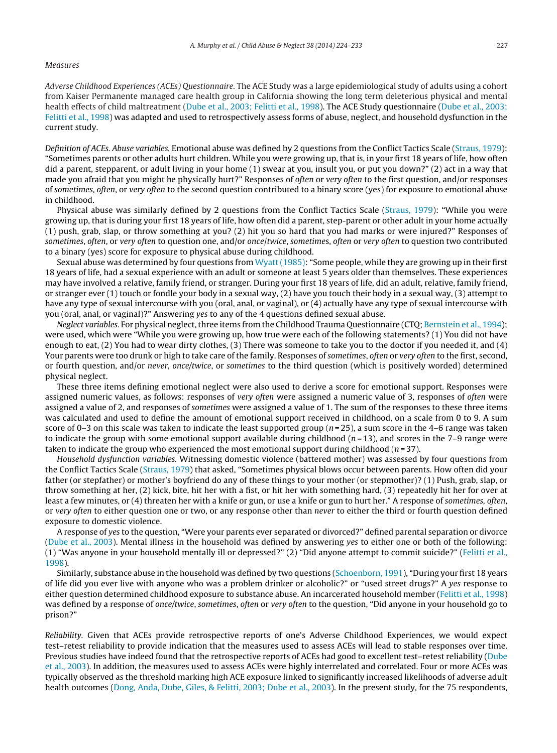*Measures*

*Adverse Childhood Experiences (ACEs) Questionnaire.* The ACE Study was a large epidemiological study of adults using a cohort from Kaiser Permanente managed care health group in California showing the long term deleterious physical and mental health effects of child maltreatment (Dube et al., 2003; Felitti et al., 1998). The ACE Study questionnaire (Dube et al., 2003; Felitti et al., 1998) was adapted and used to retrospectively assess forms of abuse, neglect, and household dysfunction in the current study.

*Definition of ACEs. Abuse variables.* Emotional abuse was defined by 2 questions from the Conflict Tactics Scale (Straus, 1979): "Sometimes parents or other adults hurt children. While you were growing up, that is, in your first 18 years of life, how often did a parent, stepparent, or adult living in your home (1) swear at you, insult you, or put you down?" (2) act in a way that made you afraid that you might be physically hurt?" Responses of *often* or *very often* to the first question, and/or responses of *sometimes*, *often*, or *very often* to the second question contributed to a binary score (yes) for exposure to emotional abuse in childhood.

Physical abuse was similarly defined by 2 questions from the Conflict Tactics Scale (Straus, 1979): "While you were growing up, that is during your first 18 years of life, how often did a parent, step-parent or other adult in your home actually (1) push, grab, slap, or throw something at you? (2) hit you so hard that you had marks or were injured?" Responses of *sometimes*, *often*, or *very often* to question one, and/or *once/twice*, *sometimes*, *often* or *very often* to question two contributed to a binary (yes) score for exposure to physical abuse during childhood.

Sexual abuse was determined by four questions from Wyatt (1985): "Some people, while they are growing up in their first 18 years of life, had a sexual experience with an adult or someone at least 5 years older than themselves. These experiences may have involved a relative, family friend, or stranger. During your first 18 years of life, did an adult, relative, family friend, or stranger ever (1) touch or fondle your body in a sexual way, (2) have you touch their body in a sexual way, (3) attempt to have any type of sexual intercourse with you (oral, anal, or vaginal), or (4) actually have any type of sexual intercourse with you (oral, anal, or vaginal)?" Answering *yes* to any of the 4 questions defined sexual abuse.

*Neglect variables.* For physical neglect, three items from the Childhood Trauma Questionnaire (CTQ; Bernstein et al., 1994); were used, which were "While you were growing up, how true were each of the following statements? (1) You did not have enough to eat, (2) You had to wear dirty clothes, (3) There was someone to take you to the doctor if you needed it, and (4) Your parents were too drunk or high to take care of the family. Responses of *sometimes*, *often* or *very often* to the first, second, or fourth question, and/or *never*, *once/twice*, or *sometimes* to the third question (which is positively worded) determined physical neglect.

These three items defining emotional neglect were also used to derive a score for emotional support. Responses were assigned numeric values, as follows: responses of *very often* were assigned a numeric value of 3, responses of *often* were assigned a value of 2, and responses of *sometimes* were assigned a value of 1. The sum of the responses to these three items was calculated and used to define the amount of emotional support received in childhood, on a scale from 0 to 9. A sum score of 0–3 on this scale was taken to indicate the least supported group ($n = 25$), a sum score in the 4–6 range was taken to indicate the group with some emotional support available during childhood ($n = 13$), and scores in the 7–9 range were taken to indicate the group who experienced the most emotional support during childhood ($n = 37$).

*Household dysfunction variables.* Witnessing domestic violence (battered mother) was assessed by four questions from the Conflict Tactics Scale (Straus, 1979) that asked, "Sometimes physical blows occur between parents. How often did your father (or stepfather) or mother's boyfriend do any of these things to your mother (or stepmother)? (1) Push, grab, slap, or throw something at her, (2) kick, bite, hit her with a fist, or hit her with something hard, (3) repeatedly hit her for over at least a few minutes, or (4) threaten her with a knife or gun, or use a knife or gun to hurt her." A response of *sometimes, often*, or *very often* to either question one or two, or any response other than *never* to either the third or fourth question defined exposure to domestic violence.

A response of *yes* to the question, "Were your parents ever separated or divorced?" defined parental separation or divorce (Dube et al., 2003). Mental illness in the household was defined by answering *yes* to either one or both of the following: (1) "Was anyone in your household mentally ill or depressed?" (2) "Did anyone attempt to commit suicide?" (Felitti et al., 1998).

Similarly, substance abuse in the household was defined by two questions (Schoenborn, 1991), "During your first 18 years of life did you ever live with anyone who was a problem drinker or alcoholic?" or "used street drugs?" A *yes* response to either question determined childhood exposure to substance abuse. An incarcerated household member (Felitti et al., 1998) was defined by a response of *once/twice*, *sometimes*, *often* or *very often* to the question, "Did anyone in your household go to prison?"

*Reliability.* Given that ACEs provide retrospective reports of one's Adverse Childhood Experiences, we would expect test–retest reliability to provide indication that the measures used to assess ACEs will lead to stable responses over time. Previous studies have indeed found that the retrospective reports of ACEs had good to excellent test–retest reliability (Dube et al., 2003). In addition, the measures used to assess ACEs were highly interrelated and correlated. Four or more ACEs was typically observed as the threshold marking high ACE exposure linked to significantly increased likelihoods of adverse adult health outcomes (Dong, Anda, Dube, Giles, & Felitti, 2003; Dube et al., 2003). In the present study, for the 75 respondents,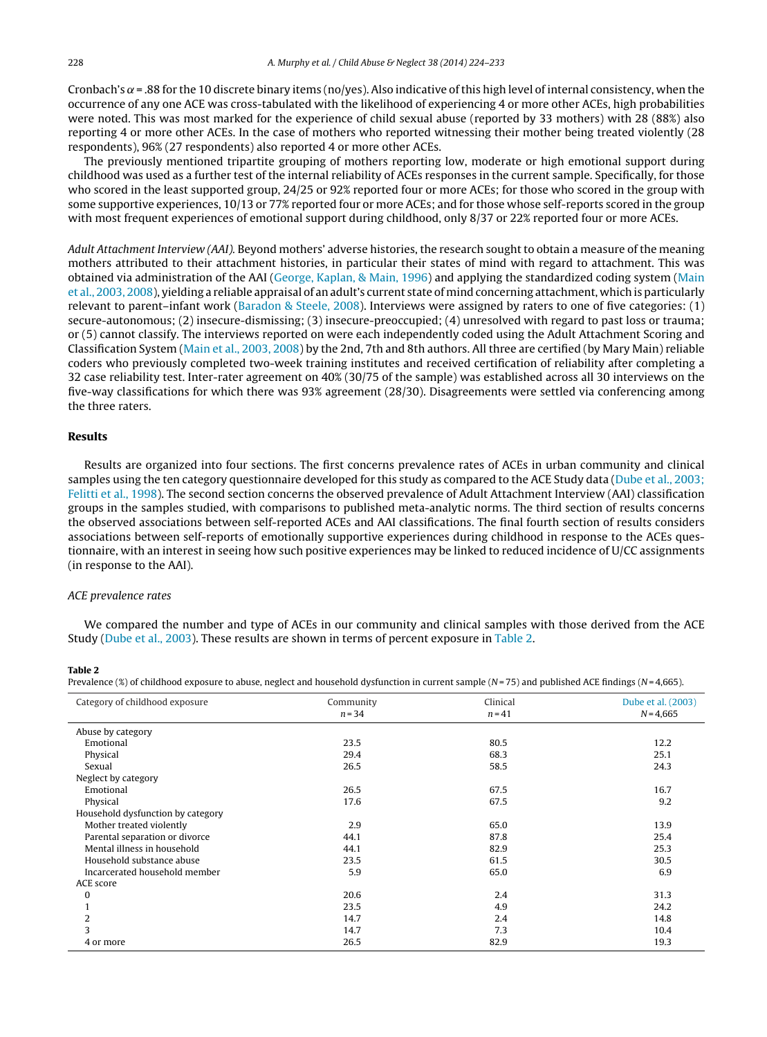Cronbach's $\alpha = .88$ for the 10 discrete binary items (no/yes). Also indicative of this high level of internal consistency, when the occurrence of any one ACE was cross-tabulated with the likelihood of experiencing 4 or more other ACEs, high probabilities were noted. This was most marked for the experience of child sexual abuse (reported by 33 mothers) with 28 (88%) also reporting 4 or more other ACEs. In the case of mothers who reported witnessing their mother being treated violently (28 respondents), 96% (27 respondents) also reported 4 or more other ACEs.

The previously mentioned tripartite grouping of mothers reporting low, moderate or high emotional support during childhood was used as a further test of the internal reliability of ACEs responses in the current sample. Specifically, for those who scored in the least supported group, 24/25 or 92% reported four or more ACEs; for those who scored in the group with some supportive experiences, 10/13 or 77% reported four or more ACEs; and for those whose self-reports scored in the group with most frequent experiences of emotional support during childhood, only 8/37 or 22% reported four or more ACEs.

*Adult Attachment Interview (AAI).* Beyond mothers' adverse histories, the research sought to obtain a measure of the meaning mothers attributed to their attachment histories, in particular their states of mind with regard to attachment. This was obtained via administration of the AAI (George, Kaplan, & Main, 1996) and applying the standardized coding system (Main et al., 2003, 2008), yielding a reliable appraisal of an adult's current state of mind concerning attachment, which is particularly relevant to parent–infant work (Baradon & Steele, 2008). Interviews were assigned by raters to one of five categories: (1) secure-autonomous; (2) insecure-dismissing; (3) insecure-preoccupied; (4) unresolved with regard to past loss or trauma; or (5) cannot classify. The interviews reported on were each independently coded using the Adult Attachment Scoring and Classification System (Main et al., 2003, 2008) by the 2nd, 7th and 8th authors. All three are certified (by Mary Main) reliable coders who previously completed two-week training institutes and received certification of reliability after completing a 32 case reliability test. Inter-rater agreement on 40% (30/75 of the sample) was established across all 30 interviews on the five-way classifications for which there was 93% agreement (28/30). Disagreements were settled via conferencing among the three raters.

## Results

Results are organized into four sections. The first concerns prevalence rates of ACEs in urban community and clinical samples using the ten category questionnaire developed for this study as compared to the ACE Study data (Dube et al., 2003; Felitti et al., 1998). The second section concerns the observed prevalence of Adult Attachment Interview (AAI) classification groups in the samples studied, with comparisons to published meta-analytic norms. The third section of results concerns the observed associations between self-reported ACEs and AAI classifications. The final fourth section of results considers associations between self-reports of emotionally supportive experiences during childhood in response to the ACEs questionnaire, with an interest in seeing how such positive experiences may be linked to reduced incidence of U/CC assignments (in response to the AAI).

### *ACE prevalence rates*

We compared the number and type of ACEs in our community and clinical samples with those derived from the ACE Study (Dube et al., 2003). These results are shown in terms of percent exposure in Table 2.

**Table 2**
Prevalence (%) of childhood exposure to abuse, neglect and household dysfunction in current sample ($N = 75$) and published ACE findings ($N = 4,665$).

| Category of childhood exposure | Community $n = 34$ | Clinical $n = 41$ | Dube et al. (2003) $N = 4,665$ |
|---|---|---|---|
| Abuse by category | | | |
| Emotional | 23.5 | 80.5 | 12.2 |
| Physical | 29.4 | 68.3 | 25.1 |
| Sexual | 26.5 | 58.5 | 24.3 |
| Neglect by category | | | |
| Emotional | 26.5 | 67.5 | 16.7 |
| Physical | 17.6 | 67.5 | 9.2 |
| Household dysfunction by category | | | |
| Mother treated violently | 2.9 | 65.0 | 13.9 |
| Parental separation or divorce | 44.1 | 87.8 | 25.4 |
| Mental illness in household | 44.1 | 82.9 | 25.3 |
| Household substance abuse | 23.5 | 61.5 | 30.5 |
| Incarcerated household member | 5.9 | 65.0 | 6.9 |
| ACE score | | | |
| 0 | 20.6 | 2.4 | 31.3 |
| 1 | 23.5 | 4.9 | 24.2 |
| 2 | 14.7 | 2.4 | 14.8 |
| 3 | 14.7 | 7.3 | 10.4 |
| 4 or more | 26.5 | 82.9 | 19.3 |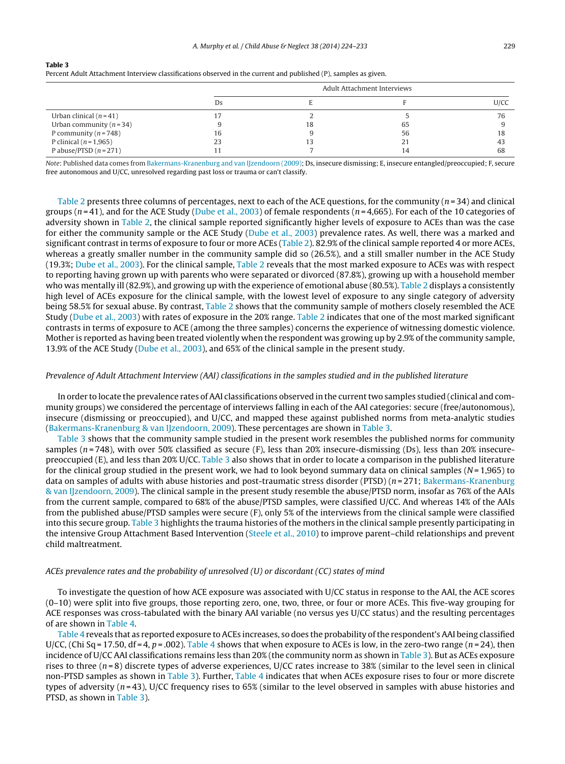**Table 3**
Percent Adult Attachment Interview classifications observed in the current and published (P), samples as given.

| | Adult Attachment Interviews | | | |
|---|---|---|---|---|
| | Ds | E | F | U/CC |
| Urban clinical ($n$ = 41) | 17 | 2 | 5 | 76 |
| Urban community ($n$ = 34) | 9 | 18 | 65 | 9 |
| P community ($n$ = 748) | 16 | 9 | 56 | 18 |
| P clinical ($n$ = 1,965) | 23 | 13 | 21 | 43 |
| P abuse/PTSD ($n$ = 271) | 11 | 7 | 14 | 68 |

*Note*: Published data comes from Bakermans-Kranenburg and van IJzendoorn (2009); Ds, insecure dismissing; E, insecure entangled/preoccupied; F, secure free autonomous and U/CC, unresolved regarding past loss or trauma or can't classify.

Table 2 presents three columns of percentages, next to each of the ACE questions, for the community ($n$ = 34) and clinical groups ($n$ = 41), and for the ACE Study (Dube et al., 2003) of female respondents ($n$ = 4,665). For each of the 10 categories of adversity shown in Table 2, the clinical sample reported significantly higher levels of exposure to ACEs than was the case for either the community sample or the ACE Study (Dube et al., 2003) prevalence rates. As well, there was a marked and significant contrast in terms of exposure to four or more ACEs (Table 2). 82.9% of the clinical sample reported 4 or more ACEs, whereas a greatly smaller number in the community sample did so (26.5%), and a still smaller number in the ACE Study (19.3%; Dube et al., 2003). For the clinical sample, Table 2 reveals that the most marked exposure to ACEs was with respect to reporting having grown up with parents who were separated or divorced (87.8%), growing up with a household member who was mentally ill (82.9%), and growing up with the experience of emotional abuse (80.5%). Table 2 displays a consistently high level of ACEs exposure for the clinical sample, with the lowest level of exposure to any single category of adversity being 58.5% for sexual abuse. By contrast, Table 2 shows that the community sample of mothers closely resembled the ACE Study (Dube et al., 2003) with rates of exposure in the 20% range. Table 2 indicates that one of the most marked significant contrasts in terms of exposure to ACE (among the three samples) concerns the experience of witnessing domestic violence. Mother is reported as having been treated violently when the respondent was growing up by 2.9% of the community sample, 13.9% of the ACE Study (Dube et al., 2003), and 65% of the clinical sample in the present study.

*Prevalence of Adult Attachment Interview (AAI) classifications in the samples studied and in the published literature*

In order to locate the prevalence rates of AAI classifications observed in the current two samples studied (clinical and community groups) we considered the percentage of interviews falling in each of the AAI categories: secure (free/autonomous), insecure (dismissing or preoccupied), and U/CC, and mapped these against published norms from meta-analytic studies (Bakermans-Kranenburg & van IJzendoorn, 2009). These percentages are shown in Table 3.

Table 3 shows that the community sample studied in the present work resembles the published norms for community samples ($n$ = 748), with over 50% classified as secure (F), less than 20% insecure-dismissing (Ds), less than 20% insecure-preoccupied (E), and less than 20% U/CC. Table 3 also shows that in order to locate a comparison in the published literature for the clinical group studied in the present work, we had to look beyond summary data on clinical samples ($N$ = 1,965) to data on samples of adults with abuse histories and post-traumatic stress disorder (PTSD) ($n$ = 271; Bakermans-Kranenburg & van IJzendoorn, 2009). The clinical sample in the present study resemble the abuse/PTSD norm, insofar as 76% of the AAIs from the current sample, compared to 68% of the abuse/PTSD samples, were classified U/CC. And whereas 14% of the AAIs from the published abuse/PTSD samples were secure (F), only 5% of the interviews from the clinical sample were classified into this secure group. Table 3 highlights the trauma histories of the mothers in the clinical sample presently participating in the intensive Group Attachment Based Intervention (Steele et al., 2010) to improve parent–child relationships and prevent child maltreatment.

*ACEs prevalence rates and the probability of unresolved (U) or discordant (CC) states of mind*

To investigate the question of how ACE exposure was associated with U/CC status in response to the AAI, the ACE scores (0–10) were split into five groups, those reporting zero, one, two, three, or four or more ACEs. This five-way grouping for ACE responses was cross-tabulated with the binary AAI variable (no versus yes U/CC status) and the resulting percentages of are shown in Table 4.

Table 4 reveals that as reported exposure to ACEs increases, so does the probability of the respondent's AAI being classified U/CC, (Chi Sq = 17.50, df = 4, $p$ = .002). Table 4 shows that when exposure to ACEs is low, in the zero-two range ($n$ = 24), then incidence of U/CC AAI classifications remains less than 20% (the community norm as shown in Table 3). But as ACEs exposure rises to three ($n$ = 8) discrete types of adverse experiences, U/CC rates increase to 38% (similar to the level seen in clinical non-PTSD samples as shown in Table 3). Further, Table 4 indicates that when ACEs exposure rises to four or more discrete types of adversity ($n$ = 43), U/CC frequency rises to 65% (similar to the level observed in samples with abuse histories and PTSD, as shown in Table 3).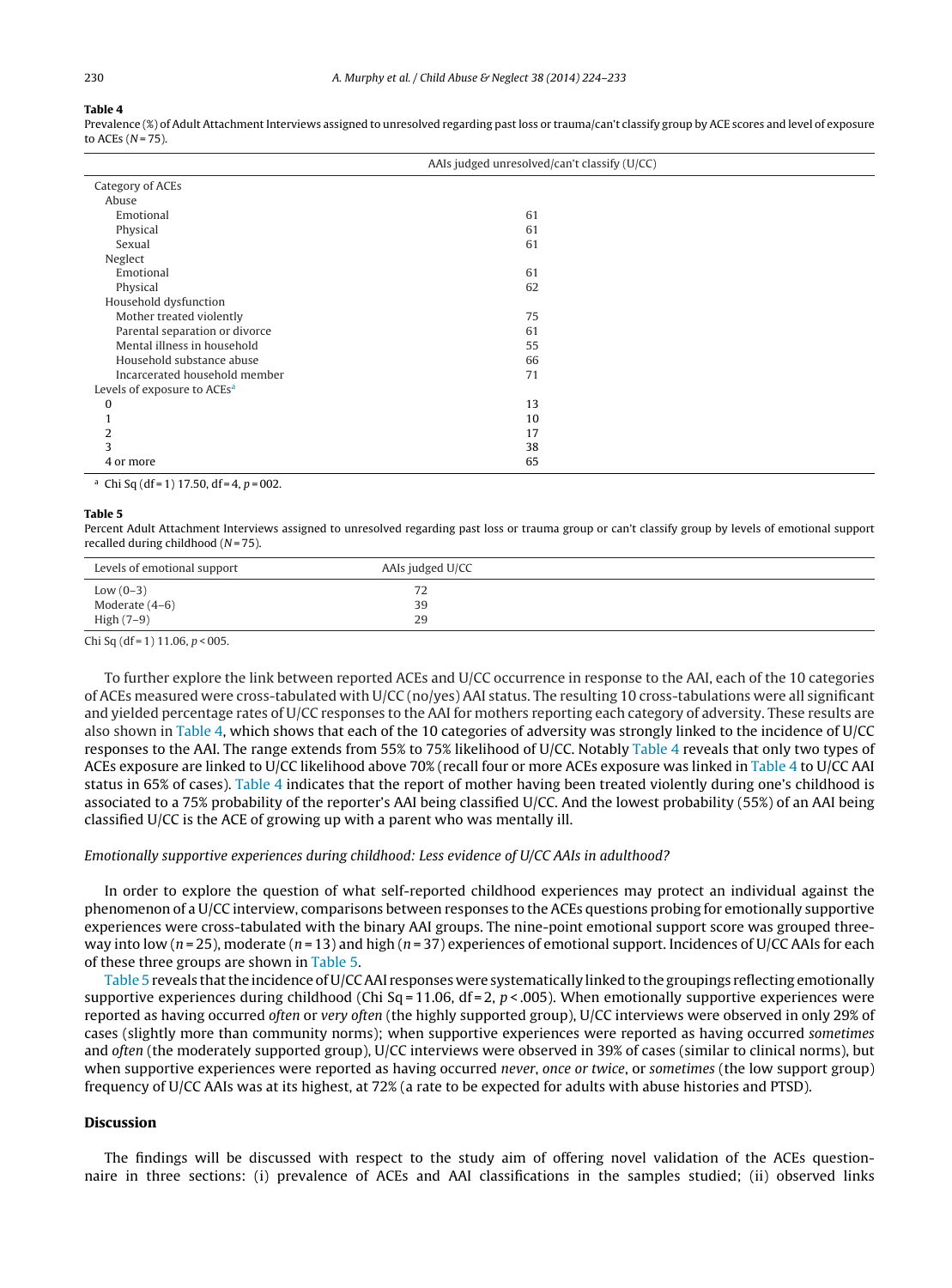**Table 4**
Prevalence (%) of Adult Attachment Interviews assigned to unresolved regarding past loss or trauma/can't classify group by ACE scores and level of exposure to ACEs ($N = 75$).

| | AAIs judged unresolved/can't classify (U/CC) |
|---|---|
| Category of ACEs | |
| Abuse | |
| Emotional | 61 |
| Physical | 61 |
| Sexual | 61 |
| Neglect | |
| Emotional | 61 |
| Physical | 62 |
| Household dysfunction | |
| Mother treated violently | 75 |
| Parental separation or divorce | 61 |
| Mental illness in household | 55 |
| Household substance abuse | 66 |
| Incarcerated household member | 71 |
| Levels of exposure to ACEs[a] | |
| 0 | 13 |
| 1 | 10 |
| 2 | 17 |
| 3 | 38 |
| 4 or more | 65 |

[a] Chi Sq (df = 1) 17.50, df = 4, $p = 002$.

**Table 5**
Percent Adult Attachment Interviews assigned to unresolved regarding past loss or trauma group or can't classify group by levels of emotional support recalled during childhood ($N = 75$).

| Levels of emotional support | AAIs judged U/CC |
|---|---|
| Low (0–3) | 72 |
| Moderate (4–6) | 39 |
| High (7–9) | 29 |

Chi Sq (df = 1) 11.06, $p < 005$.

To further explore the link between reported ACEs and U/CC occurrence in response to the AAI, each of the 10 categories of ACEs measured were cross-tabulated with U/CC (no/yes) AAI status. The resulting 10 cross-tabulations were all significant and yielded percentage rates of U/CC responses to the AAI for mothers reporting each category of adversity. These results are also shown in Table 4, which shows that each of the 10 categories of adversity was strongly linked to the incidence of U/CC responses to the AAI. The range extends from 55% to 75% likelihood of U/CC. Notably Table 4 reveals that only two types of ACEs exposure are linked to U/CC likelihood above 70% (recall four or more ACEs exposure was linked in Table 4 to U/CC AAI status in 65% of cases). Table 4 indicates that the report of mother having been treated violently during one's childhood is associated to a 75% probability of the reporter's AAI being classified U/CC. And the lowest probability (55%) of an AAI being classified U/CC is the ACE of growing up with a parent who was mentally ill.

*Emotionally supportive experiences during childhood: Less evidence of U/CC AAIs in adulthood?*

In order to explore the question of what self-reported childhood experiences may protect an individual against the phenomenon of a U/CC interview, comparisons between responses to the ACEs questions probing for emotionally supportive experiences were cross-tabulated with the binary AAI groups. The nine-point emotional support score was grouped three-way into low ($n = 25$), moderate ($n = 13$) and high ($n = 37$) experiences of emotional support. Incidences of U/CC AAIs for each of these three groups are shown in Table 5.

Table 5 reveals that the incidence of U/CC AAI responses were systematically linked to the groupings reflecting emotionally supportive experiences during childhood (Chi Sq = 11.06, df = 2, $p < .005$). When emotionally supportive experiences were reported as having occurred *often* or *very often* (the highly supported group), U/CC interviews were observed in only 29% of cases (slightly more than community norms); when supportive experiences were reported as having occurred *sometimes* and *often* (the moderately supported group), U/CC interviews were observed in 39% of cases (similar to clinical norms), but when supportive experiences were reported as having occurred *never*, *once or twice*, or *sometimes* (the low support group) frequency of U/CC AAIs was at its highest, at 72% (a rate to be expected for adults with abuse histories and PTSD).

## Discussion

The findings will be discussed with respect to the study aim of offering novel validation of the ACEs questionnaire in three sections: (i) prevalence of ACEs and AAI classifications in the samples studied; (ii) observed links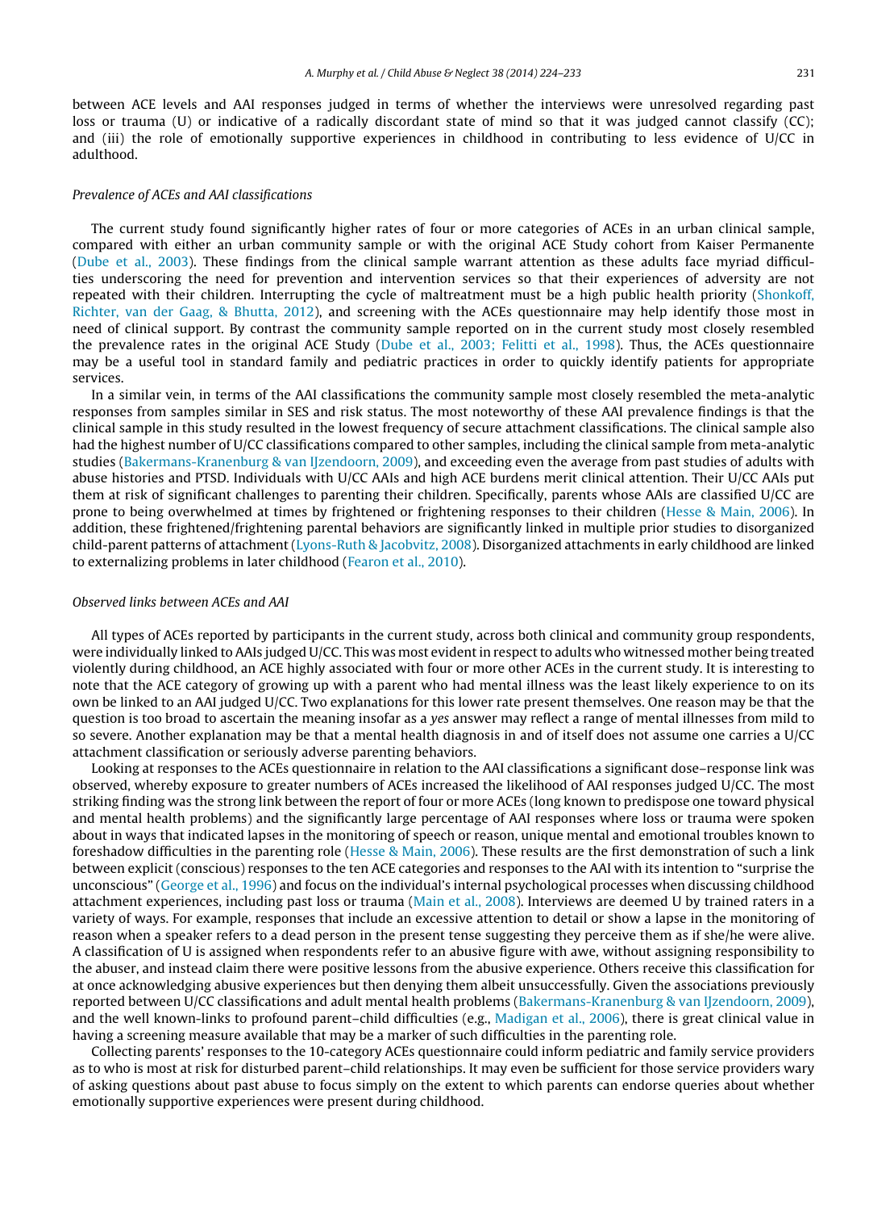between ACE levels and AAI responses judged in terms of whether the interviews were unresolved regarding past loss or trauma (U) or indicative of a radically discordant state of mind so that it was judged cannot classify (CC); and (iii) the role of emotionally supportive experiences in childhood in contributing to less evidence of U/CC in adulthood.

### *Prevalence of ACEs and AAI classifications*

The current study found significantly higher rates of four or more categories of ACEs in an urban clinical sample, compared with either an urban community sample or with the original ACE Study cohort from Kaiser Permanente (Dube et al., 2003). These findings from the clinical sample warrant attention as these adults face myriad difficulties underscoring the need for prevention and intervention services so that their experiences of adversity are not repeated with their children. Interrupting the cycle of maltreatment must be a high public health priority (Shonkoff, Richter, van der Gaag, & Bhutta, 2012), and screening with the ACEs questionnaire may help identify those most in need of clinical support. By contrast the community sample reported on in the current study most closely resembled the prevalence rates in the original ACE Study (Dube et al., 2003; Felitti et al., 1998). Thus, the ACEs questionnaire may be a useful tool in standard family and pediatric practices in order to quickly identify patients for appropriate services.

In a similar vein, in terms of the AAI classifications the community sample most closely resembled the meta-analytic responses from samples similar in SES and risk status. The most noteworthy of these AAI prevalence findings is that the clinical sample in this study resulted in the lowest frequency of secure attachment classifications. The clinical sample also had the highest number of U/CC classifications compared to other samples, including the clinical sample from meta-analytic studies (Bakermans-Kranenburg & van IJzendoorn, 2009), and exceeding even the average from past studies of adults with abuse histories and PTSD. Individuals with U/CC AAIs and high ACE burdens merit clinical attention. Their U/CC AAIs put them at risk of significant challenges to parenting their children. Specifically, parents whose AAIs are classified U/CC are prone to being overwhelmed at times by frightened or frightening responses to their children (Hesse & Main, 2006). In addition, these frightened/frightening parental behaviors are significantly linked in multiple prior studies to disorganized child-parent patterns of attachment (Lyons-Ruth & Jacobvitz, 2008). Disorganized attachments in early childhood are linked to externalizing problems in later childhood (Fearon et al., 2010).

### *Observed links between ACEs and AAI*

All types of ACEs reported by participants in the current study, across both clinical and community group respondents, were individually linked to AAIs judged U/CC. This was most evident in respect to adults who witnessed mother being treated violently during childhood, an ACE highly associated with four or more other ACEs in the current study. It is interesting to note that the ACE category of growing up with a parent who had mental illness was the least likely experience to on its own be linked to an AAI judged U/CC. Two explanations for this lower rate present themselves. One reason may be that the question is too broad to ascertain the meaning insofar as a *yes* answer may reflect a range of mental illnesses from mild to so severe. Another explanation may be that a mental health diagnosis in and of itself does not assume one carries a U/CC attachment classification or seriously adverse parenting behaviors.

Looking at responses to the ACEs questionnaire in relation to the AAI classifications a significant dose–response link was observed, whereby exposure to greater numbers of ACEs increased the likelihood of AAI responses judged U/CC. The most striking finding was the strong link between the report of four or more ACEs (long known to predispose one toward physical and mental health problems) and the significantly large percentage of AAI responses where loss or trauma were spoken about in ways that indicated lapses in the monitoring of speech or reason, unique mental and emotional troubles known to foreshadow difficulties in the parenting role (Hesse & Main, 2006). These results are the first demonstration of such a link between explicit (conscious) responses to the ten ACE categories and responses to the AAI with its intention to "surprise the unconscious" (George et al., 1996) and focus on the individual's internal psychological processes when discussing childhood attachment experiences, including past loss or trauma (Main et al., 2008). Interviews are deemed U by trained raters in a variety of ways. For example, responses that include an excessive attention to detail or show a lapse in the monitoring of reason when a speaker refers to a dead person in the present tense suggesting they perceive them as if she/he were alive. A classification of U is assigned when respondents refer to an abusive figure with awe, without assigning responsibility to the abuser, and instead claim there were positive lessons from the abusive experience. Others receive this classification for at once acknowledging abusive experiences but then denying them albeit unsuccessfully. Given the associations previously reported between U/CC classifications and adult mental health problems (Bakermans-Kranenburg & van IJzendoorn, 2009), and the well known-links to profound parent–child difficulties (e.g., Madigan et al., 2006), there is great clinical value in having a screening measure available that may be a marker of such difficulties in the parenting role.

Collecting parents' responses to the 10-category ACEs questionnaire could inform pediatric and family service providers as to who is most at risk for disturbed parent–child relationships. It may even be sufficient for those service providers wary of asking questions about past abuse to focus simply on the extent to which parents can endorse queries about whether emotionally supportive experiences were present during childhood.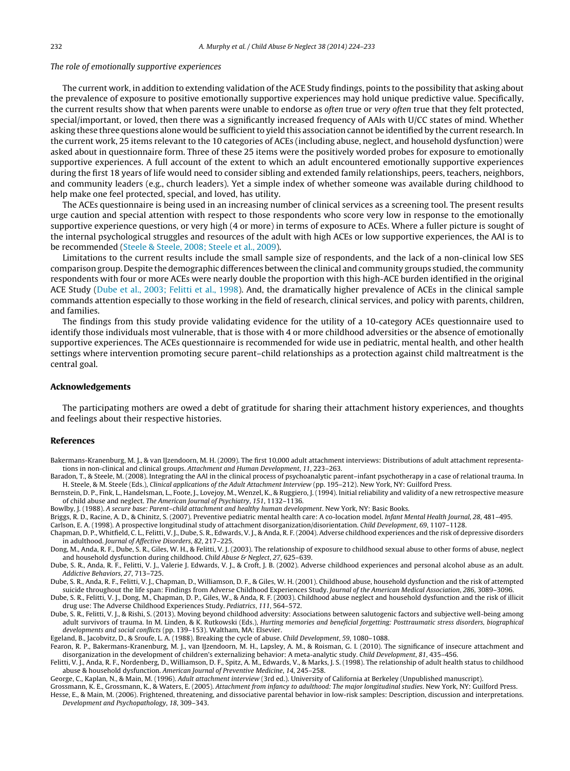*The role of emotionally supportive experiences*

The current work, in addition to extending validation of the ACE Study findings, points to the possibility that asking about the prevalence of exposure to positive emotionally supportive experiences may hold unique predictive value. Specifically, the current results show that when parents were unable to endorse as *often* true or *very often* true that they felt protected, special/important, or loved, then there was a significantly increased frequency of AAIs with U/CC states of mind. Whether asking these three questions alone would be sufficient to yield this association cannot be identified by the current research. In the current work, 25 items relevant to the 10 categories of ACEs (including abuse, neglect, and household dysfunction) were asked about in questionnaire form. Three of these 25 items were the positively worded probes for exposure to emotionally supportive experiences. A full account of the extent to which an adult encountered emotionally supportive experiences during the first 18 years of life would need to consider sibling and extended family relationships, peers, teachers, neighbors, and community leaders (e.g., church leaders). Yet a simple index of whether someone was available during childhood to help make one feel protected, special, and loved, has utility.

The ACEs questionnaire is being used in an increasing number of clinical services as a screening tool. The present results urge caution and special attention with respect to those respondents who score very low in response to the emotionally supportive experience questions, or very high (4 or more) in terms of exposure to ACEs. Where a fuller picture is sought of the internal psychological struggles and resources of the adult with high ACEs or low supportive experiences, the AAI is to be recommended (Steele & Steele, 2008; Steele et al., 2009).

Limitations to the current results include the small sample size of respondents, and the lack of a non-clinical low SES comparison group. Despite the demographic differences between the clinical and community groups studied, the community respondents with four or more ACEs were nearly double the proportion with this high-ACE burden identified in the original ACE Study (Dube et al., 2003; Felitti et al., 1998). And, the dramatically higher prevalence of ACEs in the clinical sample commands attention especially to those working in the field of research, clinical services, and policy with parents, children, and families.

The findings from this study provide validating evidence for the utility of a 10-category ACEs questionnaire used to identify those individuals most vulnerable, that is those with 4 or more childhood adversities or the absence of emotionally supportive experiences. The ACEs questionnaire is recommended for wide use in pediatric, mental health, and other health settings where intervention promoting secure parent–child relationships as a protection against child maltreatment is the central goal.

## Acknowledgements

The participating mothers are owed a debt of gratitude for sharing their attachment history experiences, and thoughts and feelings about their respective histories.

## References

Bakermans-Kranenburg, M. J., & van IJzendoorn, M. H. (2009). The first 10,000 adult attachment interviews: Distributions of adult attachment representations in non-clinical and clinical groups. *Attachment and Human Development*, *11*, 223–263.

Baradon, T., & Steele, M. (2008). Integrating the AAI in the clinical process of psychoanalytic parent–infant psychotherapy in a case of relational trauma. In H. Steele, & M. Steele (Eds.), *Clinical applications of the Adult Attachment Interview* (pp. 195–212). New York, NY: Guilford Press.

Bernstein, D. P., Fink, L., Handelsman, L., Foote, J., Lovejoy, M., Wenzel, K., & Ruggiero, J. (1994). Initial reliability and validity of a new retrospective measure of child abuse and neglect. *The American Journal of Psychiatry*, *151*, 1132–1136.

Bowlby, J. (1988). *A secure base: Parent–child attachment and healthy human development*. New York, NY: Basic Books.

Briggs, R. D., Racine, A. D., & Chinitz, S. (2007). Preventive pediatric mental health care: A co-location model. *Infant Mental Health Journal*, *28*, 481–495.

Carlson, E. A. (1998). A prospective longitudinal study of attachment disorganization/disorientation. *Child Development*, *69*, 1107–1128.

Chapman, D. P., Whitfield, C. L., Felitti, V. J., Dube, S. R., Edwards, V. J., & Anda, R. F. (2004). Adverse childhood experiences and the risk of depressive disorders in adulthood. *Journal of Affective Disorders*, *82*, 217–225.

Dong, M., Anda, R. F., Dube, S. R., Giles, W. H., & Felitti, V. J. (2003). The relationship of exposure to childhood sexual abuse to other forms of abuse, neglect and household dysfunction during childhood. *Child Abuse & Neglect*, *27*, 625–639.

Dube, S. R., Anda, R. F., Felitti, V. J., Valerie J. Edwards, V. J., & Croft, J. B. (2002). Adverse childhood experiences and personal alcohol abuse as an adult. *Addictive Behaviors*, *27*, 713–725.

Dube, S. R., Anda, R. F., Felitti, V. J., Chapman, D., Williamson, D. F., & Giles, W. H. (2001). Childhood abuse, household dysfunction and the risk of attempted suicide throughout the life span: Findings from Adverse Childhood Experiences Study. *Journal of the American Medical Association*, *286*, 3089–3096.

Dube, S. R., Felitti, V. J., Dong, M., Chapman, D. P., Giles, W., & Anda, R. F. (2003). Childhood abuse neglect and household dysfunction and the risk of illicit drug use: The Adverse Childhood Experiences Study. *Pediatrics*, *111*, 564–572.

Dube, S. R., Felitti, V. J., & Rishi, S. (2013). Moving beyond childhood adversity: Associations between salutogenic factors and subjective well-being among adult survivors of trauma. In M. Linden, & K. Rutkowski (Eds.), *Hurting memories and beneficial forgetting: Posttraumatic stress disorders, biographical developments and social conflicts* (pp. 139–153). Waltham, MA: Elsevier.

Egeland, B., Jacobvitz, D., & Sroufe, L. A. (1988). Breaking the cycle of abuse. *Child Development*, *59*, 1080–1088.

Fearon, R. P., Bakermans-Kranenburg, M. J., van IJzendoorn, M. H., Lapsley, A. M., & Roisman, G. I. (2010). The significance of insecure attachment and disorganization in the development of children's externalizing behavior: A meta-analytic study. *Child Development*, *81*, 435–456.

Felitti, V. J., Anda, R. F., Nordenberg, D., Williamson, D. F., Spitz, A. M., Edwards, V., & Marks, J. S. (1998). The relationship of adult health status to childhood abuse & household dysfunction. *American Journal of Preventive Medicine*, *14*, 245–258.

George, C., Kaplan, N., & Main, M. (1996). *Adult attachment interview* (3rd ed.). University of California at Berkeley (Unpublished manuscript).

Grossmann, K. E., Grossmann, K., & Waters, E. (2005). *Attachment from infancy to adulthood: The major longitudinal studies*. New York, NY: Guilford Press.

Hesse, E., & Main, M. (2006). Frightened, threatening, and dissociative parental behavior in low-risk samples: Description, discussion and interpretations. *Development and Psychopathology*, *18*, 309–343.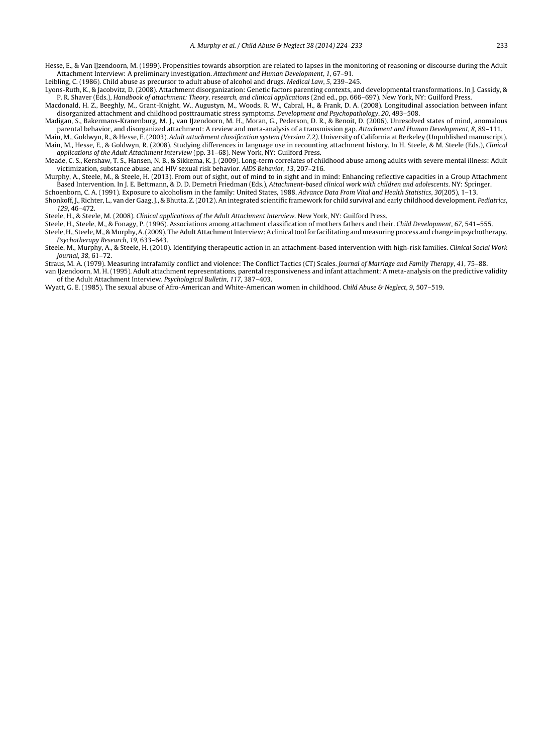Hesse, E., & Van IJzendoorn, M. (1999). Propensities towards absorption are related to lapses in the monitoring of reasoning or discourse during the Adult Attachment Interview: A preliminary investigation. *Attachment and Human Development*, *1*, 67–91.

Leibling, C. (1986). Child abuse as precursor to adult abuse of alcohol and drugs. *Medical Law*, *5*, 239–245.

Lyons-Ruth, K., & Jacobvitz, D. (2008). Attachment disorganization: Genetic factors parenting contexts, and developmental transformations. In J. Cassidy, & P. R. Shaver (Eds.), *Handbook of attachment: Theory, research, and clinical applications* (2nd ed., pp. 666–697). New York, NY: Guilford Press.

Macdonald, H. Z., Beeghly, M., Grant-Knight, W., Augustyn, M., Woods, R. W., Cabral, H., & Frank, D. A. (2008). Longitudinal association between infant disorganized attachment and childhood posttraumatic stress symptoms. *Development and Psychopathology*, *20*, 493–508.

Madigan, S., Bakermans-Kranenburg, M. J., van IJzendoorn, M. H., Moran, G., Pederson, D. R., & Benoit, D. (2006). Unresolved states of mind, anomalous parental behavior, and disorganized attachment: A review and meta-analysis of a transmission gap. *Attachment and Human Development*, *8*, 89–111.

Main, M., Goldwyn, R., & Hesse, E. (2003). *Adult attachment classification system (Version 7.2)*. University of California at Berkeley (Unpublished manuscript).

Main, M., Hesse, E., & Goldwyn, R. (2008). Studying differences in language use in recounting attachment history. In H. Steele, & M. Steele (Eds.), *Clinical applications of the Adult Attachment Interview* (pp. 31–68). New York, NY: Guilford Press.

Meade, C. S., Kershaw, T. S., Hansen, N. B., & Sikkema, K. J. (2009). Long-term correlates of childhood abuse among adults with severe mental illness: Adult victimization, substance abuse, and HIV sexual risk behavior. *AIDS Behavior*, *13*, 207–216.

Murphy, A., Steele, M., & Steele, H. (2013). From out of sight, out of mind to in sight and in mind: Enhancing reflective capacities in a Group Attachment Based Intervention. In J. E. Bettmann, & D. D. Demetri Friedman (Eds.), *Attachment-based clinical work with children and adolescents*. NY: Springer.

Schoenborn, C. A. (1991). Exposure to alcoholism in the family: United States, 1988. *Advance Data From Vital and Health Statistics*, *30*(205), 1–13.

Shonkoff, J., Richter, L., van der Gaag, J., & Bhutta, Z. (2012). An integrated scientific framework for child survival and early childhood development. *Pediatrics*, *129*, 46–472.

Steele, H., & Steele, M. (2008). *Clinical applications of the Adult Attachment Interview*. New York, NY: Guilford Press.

Steele, H., Steele, M., & Fonagy, P. (1996). Associations among attachment classification of mothers fathers and their. *Child Development*, *67*, 541–555.

Steele, H., Steele, M., & Murphy, A. (2009). The Adult Attachment Interview: A clinical tool for facilitating and measuring process and change in psychotherapy. *Psychotherapy Research*, *19*, 633–643.

Steele, M., Murphy, A., & Steele, H. (2010). Identifying therapeutic action in an attachment-based intervention with high-risk families. *Clinical Social Work Journal*, *38*, 61–72.

Straus, M. A. (1979). Measuring intrafamily conflict and violence: The Conflict Tactics (CT) Scales. *Journal of Marriage and Family Therapy*, *41*, 75–88.

van IJzendoorn, M. H. (1995). Adult attachment representations, parental responsiveness and infant attachment: A meta-analysis on the predictive validity of the Adult Attachment Interview. *Psychological Bulletin*, *117*, 387–403.

Wyatt, G. E. (1985). The sexual abuse of Afro-American and White-American women in childhood. *Child Abuse & Neglect*, *9*, 507–519.